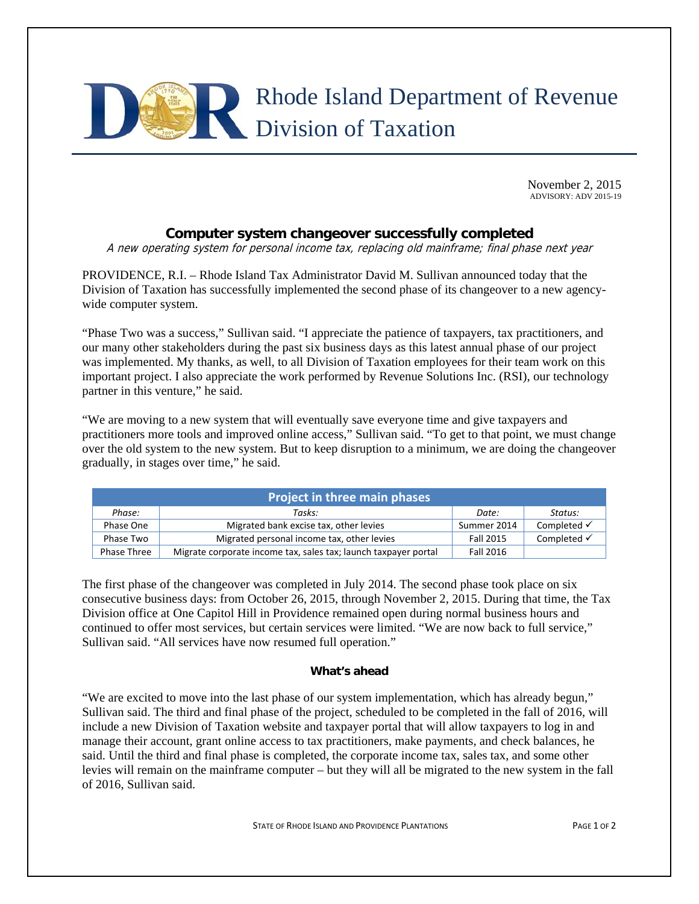# Rhode Island Department of Revenue Division of Taxation

November 2, 2015
ADVISORY: ADV 2015-19

## Computer system changeover successfully completed

*A new operating system for personal income tax, replacing old mainframe; final phase next year*

PROVIDENCE, R.I. – Rhode Island Tax Administrator David M. Sullivan announced today that the Division of Taxation has successfully implemented the second phase of its changeover to a new agency-wide computer system.

"Phase Two was a success," Sullivan said. "I appreciate the patience of taxpayers, tax practitioners, and our many other stakeholders during the past six business days as this latest annual phase of our project was implemented. My thanks, as well, to all Division of Taxation employees for their team work on this important project. I also appreciate the work performed by Revenue Solutions Inc. (RSI), our technology partner in this venture," he said.

"We are moving to a new system that will eventually save everyone time and give taxpayers and practitioners more tools and improved online access," Sullivan said. "To get to that point, we must change over the old system to the new system. But to keep disruption to a minimum, we are doing the changeover gradually, in stages over time," he said.

| Project in three main phases | | | |
|---|---|---|---|
| *Phase:* | *Tasks:* | *Date:* | *Status:* |
| Phase One | Migrated bank excise tax, other levies | Summer 2014 | Completed ✓ |
| Phase Two | Migrated personal income tax, other levies | Fall 2015 | Completed ✓ |
| Phase Three | Migrate corporate income tax, sales tax; launch taxpayer portal | Fall 2016 | |

The first phase of the changeover was completed in July 2014. The second phase took place on six consecutive business days: from October 26, 2015, through November 2, 2015. During that time, the Tax Division office at One Capitol Hill in Providence remained open during normal business hours and continued to offer most services, but certain services were limited. "We are now back to full service," Sullivan said. "All services have now resumed full operation."

### What's ahead

"We are excited to move into the last phase of our system implementation, which has already begun," Sullivan said. The third and final phase of the project, scheduled to be completed in the fall of 2016, will include a new Division of Taxation website and taxpayer portal that will allow taxpayers to log in and manage their account, grant online access to tax practitioners, make payments, and check balances, he said. Until the third and final phase is completed, the corporate income tax, sales tax, and some other levies will remain on the mainframe computer – but they will all be migrated to the new system in the fall of 2016, Sullivan said.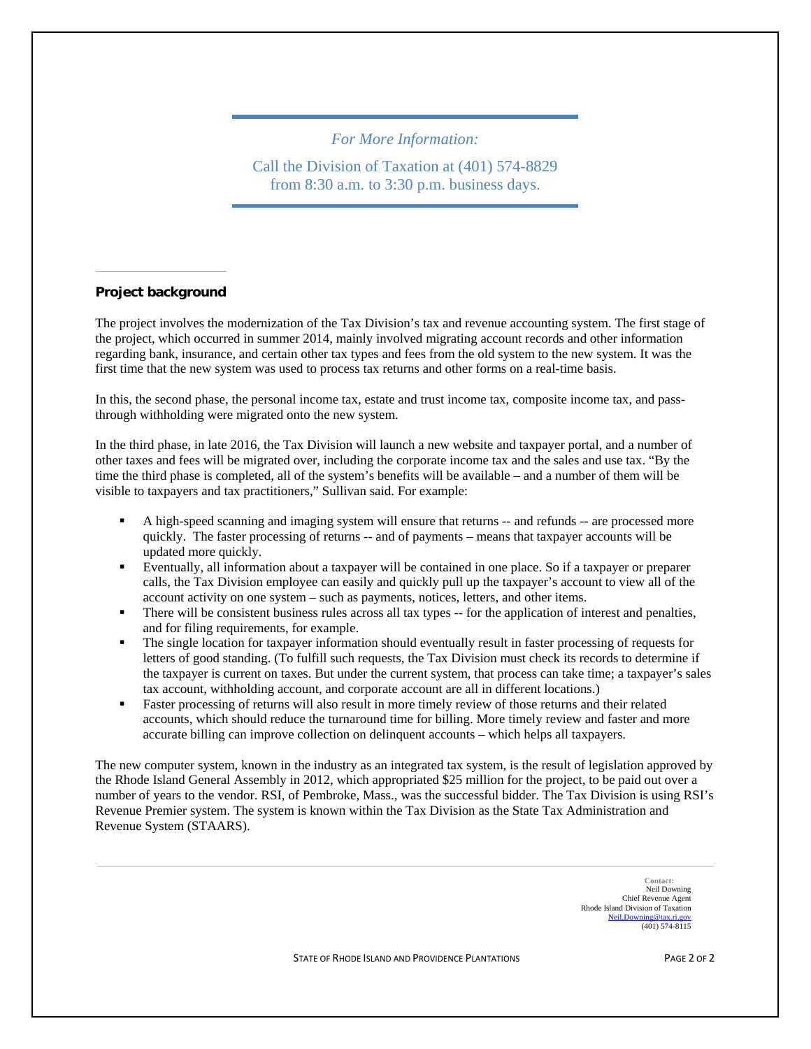*For More Information:*

Call the Division of Taxation at (401) 574-8829
from 8:30 a.m. to 3:30 p.m. business days.

## Project background

The project involves the modernization of the Tax Division's tax and revenue accounting system. The first stage of the project, which occurred in summer 2014, mainly involved migrating account records and other information regarding bank, insurance, and certain other tax types and fees from the old system to the new system. It was the first time that the new system was used to process tax returns and other forms on a real-time basis.

In this, the second phase, the personal income tax, estate and trust income tax, composite income tax, and pass-through withholding were migrated onto the new system.

In the third phase, in late 2016, the Tax Division will launch a new website and taxpayer portal, and a number of other taxes and fees will be migrated over, including the corporate income tax and the sales and use tax. "By the time the third phase is completed, all of the system's benefits will be available – and a number of them will be visible to taxpayers and tax practitioners," Sullivan said. For example:

- A high-speed scanning and imaging system will ensure that returns -- and refunds -- are processed more quickly. The faster processing of returns -- and of payments – means that taxpayer accounts will be updated more quickly.
- Eventually, all information about a taxpayer will be contained in one place. So if a taxpayer or preparer calls, the Tax Division employee can easily and quickly pull up the taxpayer's account to view all of the account activity on one system – such as payments, notices, letters, and other items.
- There will be consistent business rules across all tax types -- for the application of interest and penalties, and for filing requirements, for example.
- The single location for taxpayer information should eventually result in faster processing of requests for letters of good standing. (To fulfill such requests, the Tax Division must check its records to determine if the taxpayer is current on taxes. But under the current system, that process can take time; a taxpayer's sales tax account, withholding account, and corporate account are all in different locations.)
- Faster processing of returns will also result in more timely review of those returns and their related accounts, which should reduce the turnaround time for billing. More timely review and faster and more accurate billing can improve collection on delinquent accounts – which helps all taxpayers.

The new computer system, known in the industry as an integrated tax system, is the result of legislation approved by the Rhode Island General Assembly in 2012, which appropriated $25 million for the project, to be paid out over a number of years to the vendor. RSI, of Pembroke, Mass., was the successful bidder. The Tax Division is using RSI's Revenue Premier system. The system is known within the Tax Division as the State Tax Administration and Revenue System (STAARS).

Contact:
Neil Downing
Chief Revenue Agent
Rhode Island Division of Taxation
Neil.Downing@tax.ri.gov
(401) 574-8115